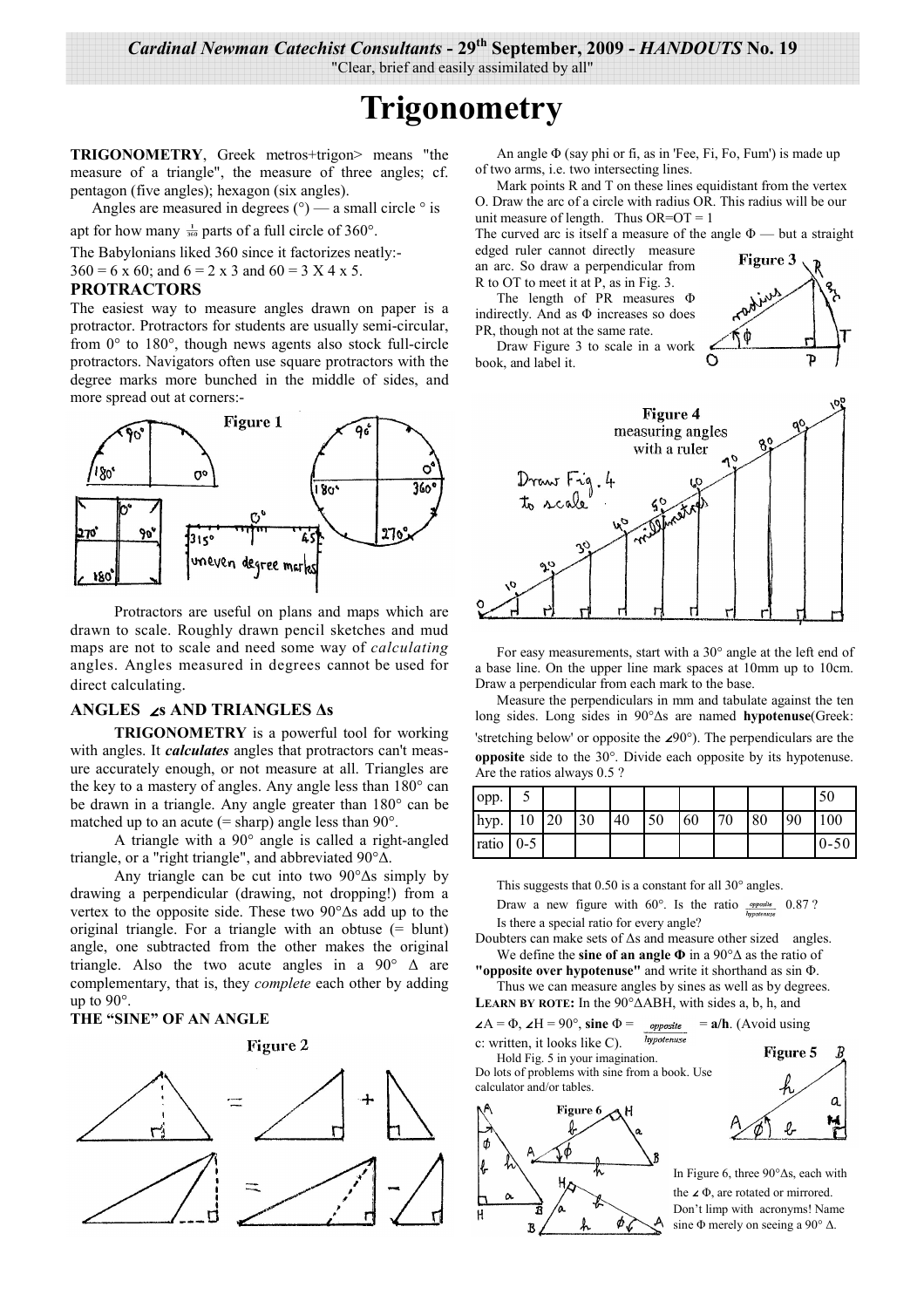*Cardinal Newman Catechist Consultants* - 29th September, 2009 - *HANDOUTS* No. 19
"Clear, brief and easily assimilated by all"

# Trigonometry

**TRIGONOMETRY**, Greek metros+trigon> means "the measure of a triangle", the measure of three angles; cf. pentagon (five angles); hexagon (six angles).

Angles are measured in degrees (°) — a small circle ° is apt for how many $\frac{1}{360}$ parts of a full circle of 360°.

The Babylonians liked 360 since it factorizes neatly:- 360 = 6 x 60; and 6 = 2 x 3 and 60 = 3 X 4 x 5.

## PROTRACTORS

The easiest way to measure angles drawn on paper is a protractor. Protractors for students are usually semi-circular, from 0° to 180°, though news agents also stock full-circle protractors. Navigators often use square protractors with the degree marks more bunched in the middle of sides, and more spread out at corners:-

Figure 1

Protractors are useful on plans and maps which are drawn to scale. Roughly drawn pencil sketches and mud maps are not to scale and need some way of *calculating* angles. Angles measured in degrees cannot be used for direct calculating.

## ANGLES ∠s AND TRIANGLES Δs

**TRIGONOMETRY** is a powerful tool for working with angles. It ***calculates*** angles that protractors can't measure accurately enough, or not measure at all. Triangles are the key to a mastery of angles. Any angle less than 180° can be drawn in a triangle. Any angle greater than 180° can be matched up to an acute (= sharp) angle less than 90°.

A triangle with a 90° angle is called a right-angled triangle, or a "right triangle", and abbreviated 90°Δ.

Any triangle can be cut into two 90°Δs simply by drawing a perpendicular (drawing, not dropping!) from a vertex to the opposite side. These two 90°Δs add up to the original triangle. For a triangle with an obtuse (= blunt) angle, one subtracted from the other makes the original triangle. Also the two acute angles in a 90° Δ are complementary, that is, they *complete* each other by adding up to 90°.

## THE "SINE" OF AN ANGLE

Figure 2

An angle Φ (say phi or fi, as in 'Fee, Fi, Fo, Fum') is made up of two arms, i.e. two intersecting lines.

Mark points R and T on these lines equidistant from the vertex O. Draw the arc of a circle with radius OR. This radius will be our unit measure of length. Thus OR=OT = 1

The curved arc is itself a measure of the angle Φ — but a straight edged ruler cannot directly measure an arc. So draw a perpendicular from R to OT to meet it at P, as in Fig. 3.

The length of PR measures Φ indirectly. And as Φ increases so does PR, though not at the same rate.

Draw Figure 3 to scale in a work book, and label it.

Figure 3

Figure 4 measuring angles with a ruler

For easy measurements, start with a 30° angle at the left end of a base line. On the upper line mark spaces at 10mm up to 10cm. Draw a perpendicular from each mark to the base.

Measure the perpendiculars in mm and tabulate against the ten long sides. Long sides in 90°Δs are named **hypotenuse**(Greek: 'stretching below' or opposite the ∠90°). The perpendiculars are the **opposite** side to the 30°. Divide each opposite by its hypotenuse. Are the ratios always 0.5 ?

| opp. | 5 | | | | | | | | | 50 |
|---|---|---|---|---|---|---|---|---|---|---|
| hyp. | 10 | 20 | 30 | 40 | 50 | 60 | 70 | 80 | 90 | 100 |
| ratio | 0-5 | | | | | | | | | 0-50 |

This suggests that 0.50 is a constant for all 30° angles.

Draw a new figure with 60°. Is the ratio $\frac{opposite}{hypotenuse}$ 0.87 ?

Is there a special ratio for every angle?

Doubters can make sets of Δs and measure other sized angles.

We define the **sine of an angle Φ** in a 90°Δ as the ratio of **"opposite over hypotenuse"** and write it shorthand as sin Φ.

Thus we can measure angles by sines as well as by degrees.

**LEARN BY ROTE:** In the 90°ΔABH, with sides a, b, h, and ∠A = Φ, ∠H = 90°, **sine** Φ = $\frac{opposite}{hypotenuse}$ = **a/h**. (Avoid using c: written, it looks like C).

Hold Fig. 5 in your imagination.

Do lots of problems with sine from a book. Use calculator and/or tables.

Figure 5

Figure 6

In Figure 6, three 90°Δs, each with the ∠ Φ, are rotated or mirrored. Don't limp with acronyms! Name sine Φ merely on seeing a 90° Δ.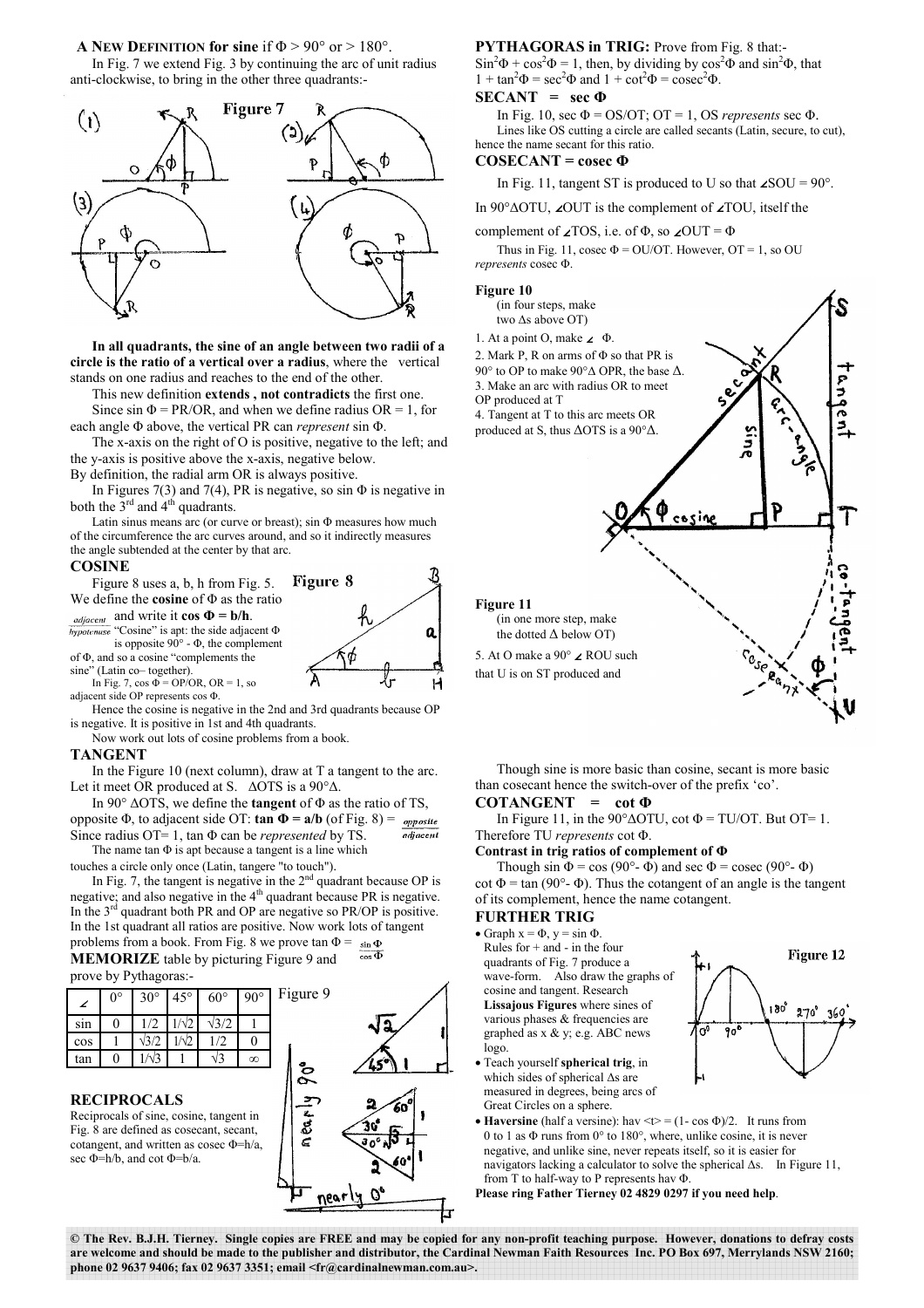**A NEW DEFINITION for sine** if $\Phi > 90°$ or $> 180°$.

In Fig. 7 we extend Fig. 3 by continuing the arc of unit radius anti-clockwise, to bring in the other three quadrants:-

**Figure 7**

(1) (2) (3) (4)

**In all quadrants, the sine of an angle between two radii of a circle is the ratio of a vertical over a radius**, where the vertical stands on one radius and reaches to the end of the other.

This new definition **extends , not contradicts** the first one.

Since $\sin \Phi = PR/OR$, and when we define radius OR = 1, for each angle Φ above, the vertical PR can *represent* sin Φ.

The x-axis on the right of O is positive, negative to the left; and the y-axis is positive above the x-axis, negative below.

By definition, the radial arm OR is always positive.

In Figures 7(3) and 7(4), PR is negative, so sin Φ is negative in both the 3rd and 4th quadrants.

Latin sinus means arc (or curve or breast); sin Φ measures how much of the circumference the arc curves around, and so it indirectly measures the angle subtended at the center by that arc.

## COSINE

Figure 8 uses a, b, h from Fig. 5. We define the **cosine** of Φ as the ratio $\frac{adjacent}{hypotenuse}$ and write it $\cos \Phi = b/h$. "Cosine" is apt: the side adjacent Φ is opposite 90° - Φ, the complement of Φ, and so a cosine "complements the sine" (Latin co– together).

**Figure 8**

In Fig. 7, $\cos \Phi = OP/OR$, OR = 1, so adjacent side OP represents cos Φ.

Hence the cosine is negative in the 2nd and 3rd quadrants because OP is negative. It is positive in 1st and 4th quadrants.

Now work out lots of cosine problems from a book.

## TANGENT

In the Figure 10 (next column), draw at T a tangent to the arc. Let it meet OR produced at S. ΔOTS is a 90°Δ.

In 90° ΔOTS, we define the **tangent** of Φ as the ratio of TS, opposite Φ, to adjacent side OT: $\tan \Phi = a/b$ (of Fig. 8) = $\frac{opposite}{adjacent}$

Since radius OT= 1, tan Φ can be *represented* by TS.

The name tan Φ is apt because a tangent is a line which touches a circle only once (Latin, tangere "to touch").

In Fig. 7, the tangent is negative in the 2nd quadrant because OP is negative; and also negative in the 4th quadrant because PR is negative. In the 3rd quadrant both PR and OP are negative so PR/OP is positive. In the 1st quadrant all ratios are positive. Now work lots of tangent problems from a book. From Fig. 8 we prove $\tan \Phi = \frac{\sin \Phi}{\cos \Phi}$

**MEMORIZE** table by picturing Figure 9 and prove by Pythagoras:-

| ∠ | 0° | 30° | 45° | 60° | 90° |
|---|---|---|---|---|---|
| sin | 0 | 1/2 | 1/√2 | √3/2 | 1 |
| cos | 1 | √3/2 | 1/√2 | 1/2 | 0 |
| tan | 0 | 1/√3 | 1 | √3 | ∞ |

Figure 9

## RECIPROCALS

Reciprocals of sine, cosine, tangent in Fig. 8 are defined as cosecant, secant, cotangent, and written as cosec Φ=h/a, sec Φ=h/b, and cot Φ=b/a.

**PYTHAGORAS in TRIG:** Prove from Fig. 8 that:-
$\sin^2\Phi + \cos^2\Phi = 1$, then, by dividing by $\cos^2\Phi$ and $\sin^2\Phi$, that $1 + \tan^2\Phi = \sec^2\Phi$ and $1 + \cot^2\Phi = \text{cosec}^2\Phi$.

## SECANT = sec Φ

In Fig. 10, sec Φ = OS/OT; OT = 1, OS *represents* sec Φ.

Lines like OS cutting a circle are called secants (Latin, secure, to cut), hence the name secant for this ratio.

## COSECANT = cosec Φ

In Fig. 11, tangent ST is produced to U so that ∠SOU = 90°.

In 90°ΔOTU, ∠OUT is the complement of ∠TOU, itself the complement of ∠TOS, i.e. of Φ, so ∠OUT = Φ

Thus in Fig. 11, cosec Φ = OU/OT. However, OT = 1, so OU *represents* cosec Φ.

**Figure 10**
(in four steps, make two Δs above OT)

1. At a point O, make ∠ Φ.
2. Mark P, R on arms of Φ so that PR is 90° to OP to make 90°Δ OPR, the base Δ.
3. Make an arc with radius OR to meet OP produced at T
4. Tangent at T to this arc meets OR produced at S, thus ΔOTS is a 90°Δ.

**Figure 11**
(in one more step, make the dotted Δ below OT)

5. At O make a 90° ∠ ROU such that U is on ST produced and

Though sine is more basic than cosine, secant is more basic than cosecant hence the switch-over of the prefix 'co'.

## COTANGENT = cot Φ

In Figure 11, in the 90°ΔOTU, cot Φ = TU/OT. But OT= 1. Therefore TU *represents* cot Φ.

**Contrast in trig ratios of complement of Φ**

Though sin Φ = cos (90°- Φ) and sec Φ = cosec (90°- Φ) cot Φ = tan (90°- Φ). Thus the cotangent of an angle is the tangent of its complement, hence the name cotangent.

## FURTHER TRIG

- Graph x = Φ, y = sin Φ. Rules for + and - in the four quadrants of Fig. 7 produce a wave-form. Also draw the graphs of cosine and tangent. Research **Lissajous Figures** where sines of various phases & frequencies are graphed as x & y; e.g. ABC news logo.
- Teach yourself **spherical trig**, in which sides of spherical Δs are measured in degrees, being arcs of Great Circles on a sphere.
- **Haversine** (half a versine): hav <t> = (1- cos Φ)/2. It runs from 0 to 1 as Φ runs from 0° to 180°, where, unlike cosine, it is never negative, and unlike sine, never repeats itself, so it is easier for navigators lacking a calculator to solve the spherical Δs. In Figure 11, from T to half-way to P represents hav Φ.

**Figure 12**

**Please ring Father Tierney 02 4829 0297 if you need help**.

**© The Rev. B.J.H. Tierney. Single copies are FREE and may be copied for any non-profit teaching purpose. However, donations to defray costs are welcome and should be made to the publisher and distributor, the Cardinal Newman Faith Resources Inc. PO Box 697, Merrylands NSW 2160; phone 02 9637 9406; fax 02 9637 3351; email <fr@cardinalnewman.com.au>.**